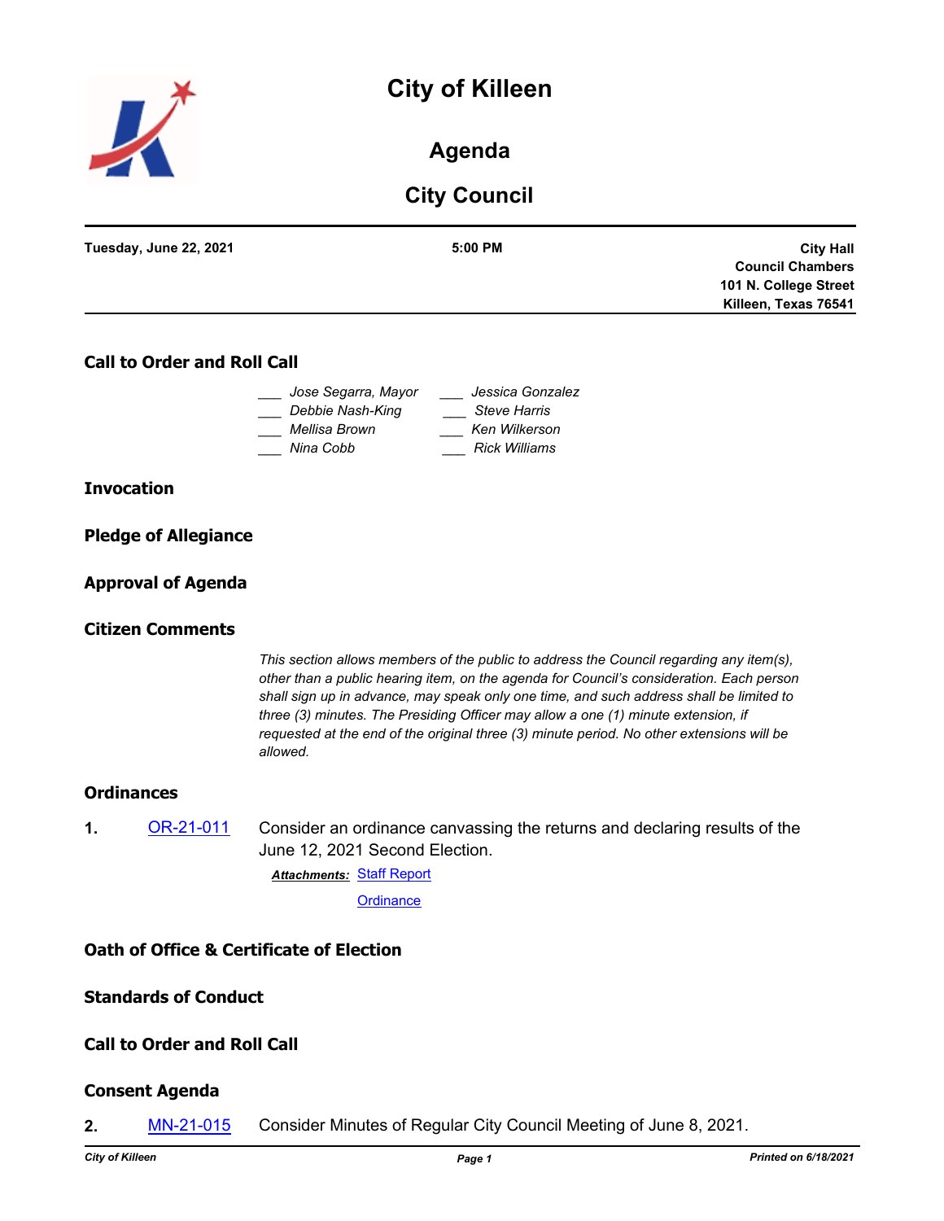# City of Killeen

## Agenda

## City Council

| Tuesday, June 22, 2021 | 5:00 PM | City Hall Council Chambers 101 N. College Street Killeen, Texas 76541 |
|---|---|---|

### Call to Order and Roll Call

___ *Jose Segarra, Mayor*
___ *Debbie Nash-King*
___ *Mellisa Brown*
___ *Nina Cobb*
___ *Jessica Gonzalez*
___ *Steve Harris*
___ *Ken Wilkerson*
___ *Rick Williams*

### Invocation

### Pledge of Allegiance

### Approval of Agenda

### Citizen Comments

*This section allows members of the public to address the Council regarding any item(s), other than a public hearing item, on the agenda for Council's consideration. Each person shall sign up in advance, may speak only one time, and such address shall be limited to three (3) minutes. The Presiding Officer may allow a one (1) minute extension, if requested at the end of the original three (3) minute period. No other extensions will be allowed.*

### Ordinances

**1.** OR-21-011 Consider an ordinance canvassing the returns and declaring results of the June 12, 2021 Second Election.

***Attachments:*** Staff Report
Ordinance

### Oath of Office & Certificate of Election

### Standards of Conduct

### Call to Order and Roll Call

### Consent Agenda

**2.** MN-21-015 Consider Minutes of Regular City Council Meeting of June 8, 2021.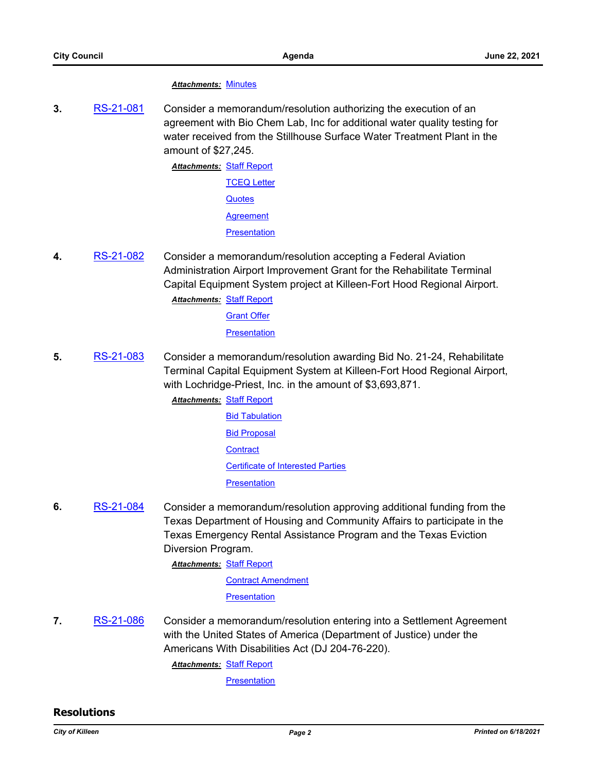***Attachments:*** Minutes

**3.** RS-21-081 Consider a memorandum/resolution authorizing the execution of an agreement with Bio Chem Lab, Inc for additional water quality testing for water received from the Stillhouse Surface Water Treatment Plant in the amount of $27,245.

***Attachments:*** Staff Report
TCEQ Letter
Quotes
Agreement
Presentation

**4.** RS-21-082 Consider a memorandum/resolution accepting a Federal Aviation Administration Airport Improvement Grant for the Rehabilitate Terminal Capital Equipment System project at Killeen-Fort Hood Regional Airport.

***Attachments:*** Staff Report
Grant Offer
Presentation

**5.** RS-21-083 Consider a memorandum/resolution awarding Bid No. 21-24, Rehabilitate Terminal Capital Equipment System at Killeen-Fort Hood Regional Airport, with Lochridge-Priest, Inc. in the amount of $3,693,871.

***Attachments:*** Staff Report
Bid Tabulation
Bid Proposal
Contract
Certificate of Interested Parties
Presentation

**6.** RS-21-084 Consider a memorandum/resolution approving additional funding from the Texas Department of Housing and Community Affairs to participate in the Texas Emergency Rental Assistance Program and the Texas Eviction Diversion Program.

***Attachments:*** Staff Report
Contract Amendment
Presentation

**7.** RS-21-086 Consider a memorandum/resolution entering into a Settlement Agreement with the United States of America (Department of Justice) under the Americans With Disabilities Act (DJ 204-76-220).

***Attachments:*** Staff Report
Presentation

## Resolutions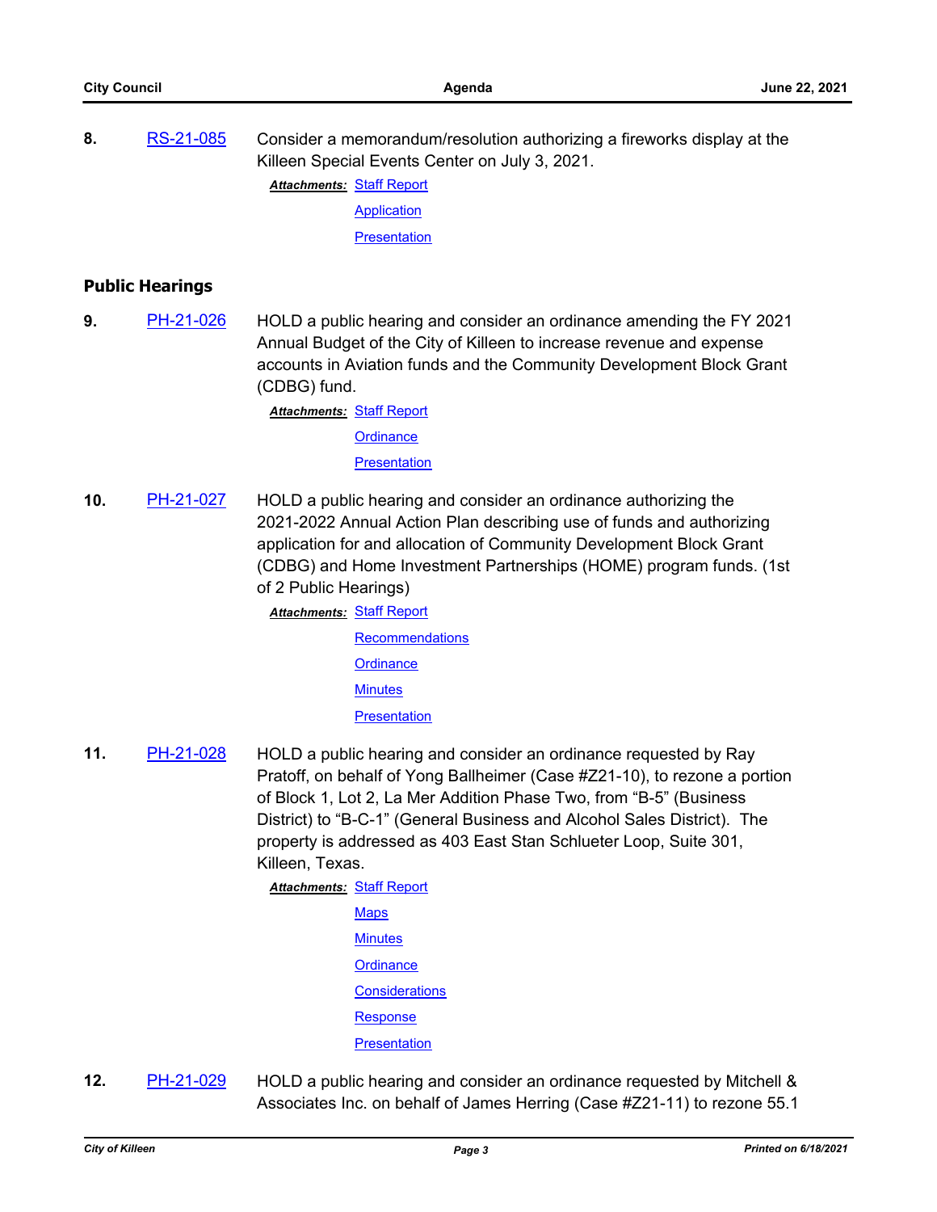**8.** RS-21-085 Consider a memorandum/resolution authorizing a fireworks display at the Killeen Special Events Center on July 3, 2021.

***Attachments:*** Staff Report
Application
Presentation

## Public Hearings

**9.** PH-21-026 HOLD a public hearing and consider an ordinance amending the FY 2021 Annual Budget of the City of Killeen to increase revenue and expense accounts in Aviation funds and the Community Development Block Grant (CDBG) fund.

***Attachments:*** Staff Report
Ordinance
Presentation

**10.** PH-21-027 HOLD a public hearing and consider an ordinance authorizing the 2021-2022 Annual Action Plan describing use of funds and authorizing application for and allocation of Community Development Block Grant (CDBG) and Home Investment Partnerships (HOME) program funds. (1st of 2 Public Hearings)

***Attachments:*** Staff Report
Recommendations
Ordinance
Minutes
Presentation

**11.** PH-21-028 HOLD a public hearing and consider an ordinance requested by Ray Pratoff, on behalf of Yong Ballheimer (Case #Z21-10), to rezone a portion of Block 1, Lot 2, La Mer Addition Phase Two, from "B-5" (Business District) to "B-C-1" (General Business and Alcohol Sales District). The property is addressed as 403 East Stan Schlueter Loop, Suite 301, Killeen, Texas.

***Attachments:*** Staff Report
Maps
Minutes
Ordinance
Considerations
Response
Presentation

**12.** PH-21-029 HOLD a public hearing and consider an ordinance requested by Mitchell & Associates Inc. on behalf of James Herring (Case #Z21-11) to rezone 55.1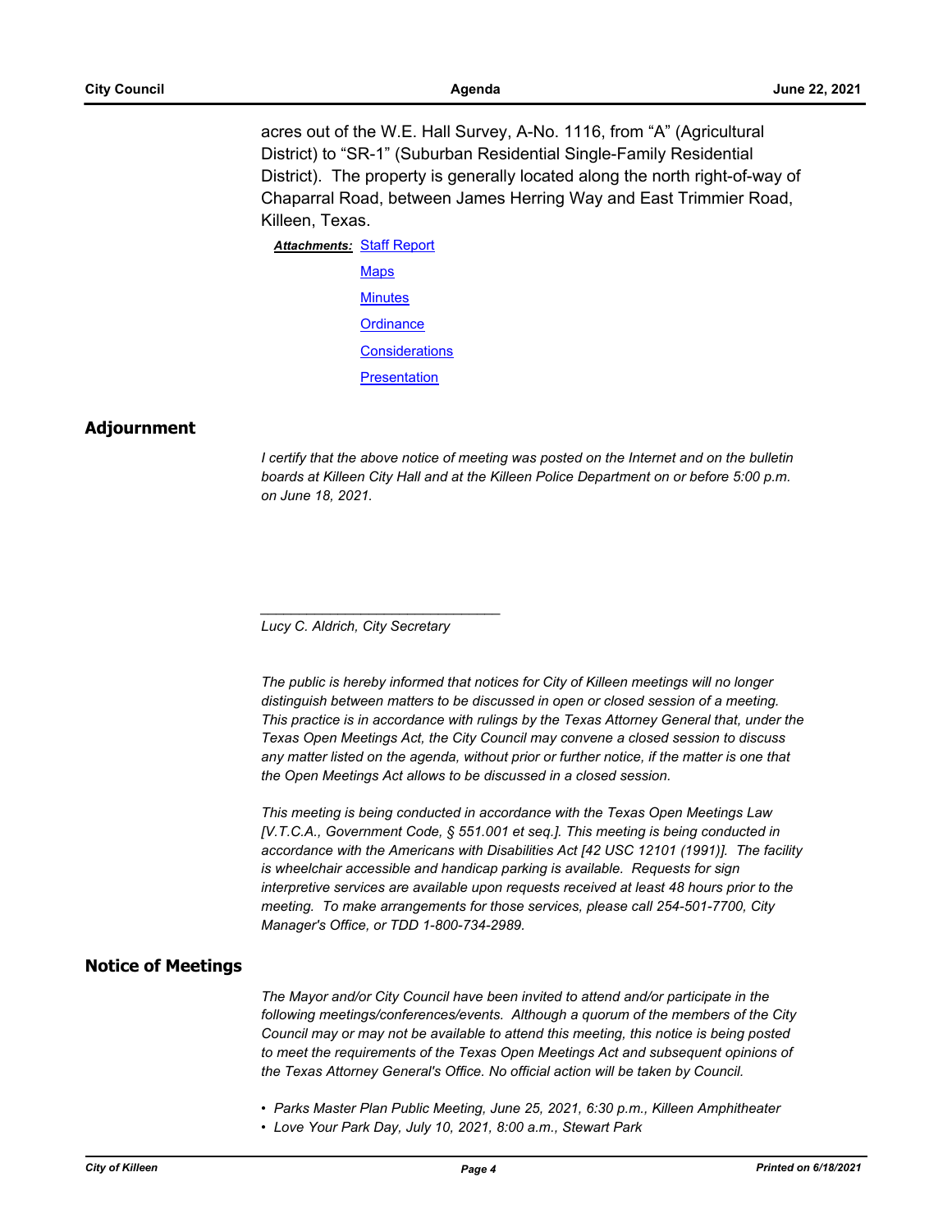acres out of the W.E. Hall Survey, A-No. 1116, from “A” (Agricultural District) to “SR-1” (Suburban Residential Single-Family Residential District). The property is generally located along the north right-of-way of Chaparral Road, between James Herring Way and East Trimmier Road, Killeen, Texas.

***Attachments:*** Staff Report

Maps

Minutes

Ordinance

Considerations

Presentation

## Adjournment

*I certify that the above notice of meeting was posted on the Internet and on the bulletin boards at Killeen City Hall and at the Killeen Police Department on or before 5:00 p.m. on June 18, 2021.*

______________________________

*Lucy C. Aldrich, City Secretary*

*The public is hereby informed that notices for City of Killeen meetings will no longer distinguish between matters to be discussed in open or closed session of a meeting. This practice is in accordance with rulings by the Texas Attorney General that, under the Texas Open Meetings Act, the City Council may convene a closed session to discuss any matter listed on the agenda, without prior or further notice, if the matter is one that the Open Meetings Act allows to be discussed in a closed session.*

*This meeting is being conducted in accordance with the Texas Open Meetings Law [V.T.C.A., Government Code, § 551.001 et seq.]. This meeting is being conducted in accordance with the Americans with Disabilities Act [42 USC 12101 (1991)]. The facility is wheelchair accessible and handicap parking is available. Requests for sign interpretive services are available upon requests received at least 48 hours prior to the meeting. To make arrangements for those services, please call 254-501-7700, City Manager's Office, or TDD 1-800-734-2989.*

## Notice of Meetings

*The Mayor and/or City Council have been invited to attend and/or participate in the following meetings/conferences/events. Although a quorum of the members of the City Council may or may not be available to attend this meeting, this notice is being posted to meet the requirements of the Texas Open Meetings Act and subsequent opinions of the Texas Attorney General's Office. No official action will be taken by Council.*

- *Parks Master Plan Public Meeting, June 25, 2021, 6:30 p.m., Killeen Amphitheater*
- *Love Your Park Day, July 10, 2021, 8:00 a.m., Stewart Park*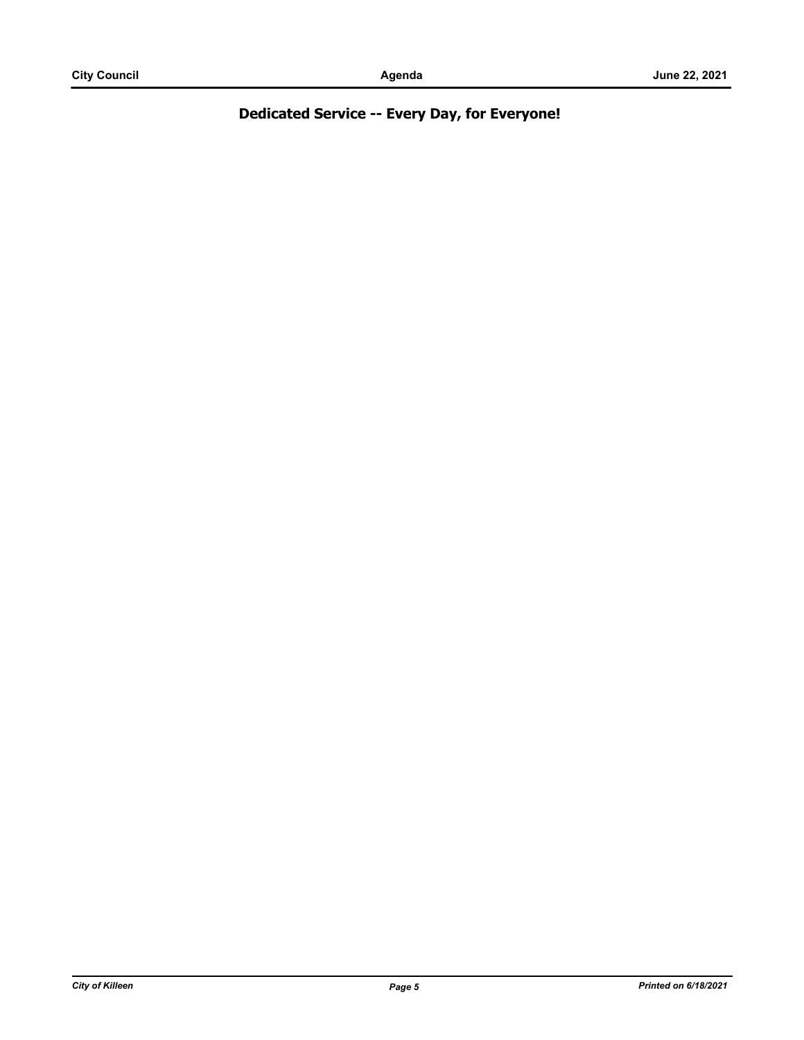**Dedicated Service -- Every Day, for Everyone!**